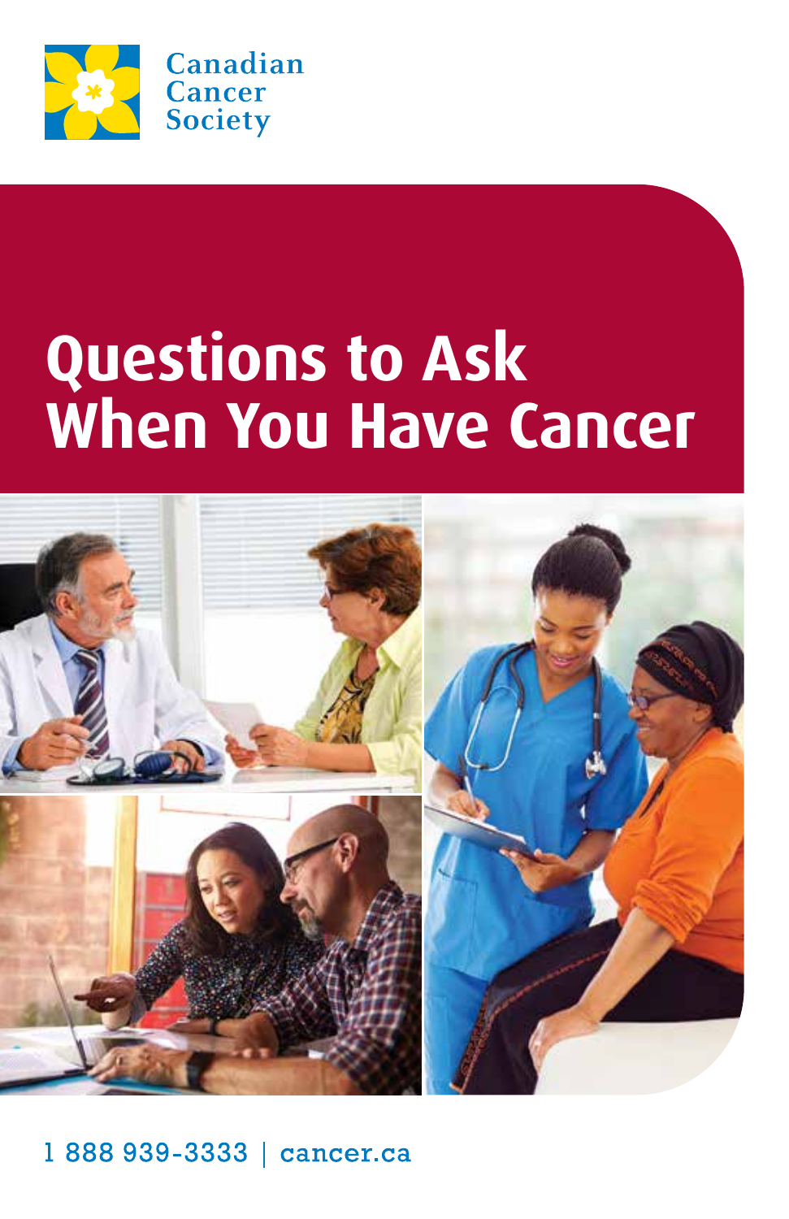Canadian Cancer Society

# Questions to Ask When You Have Cancer

1 888 939-3333 | cancer.ca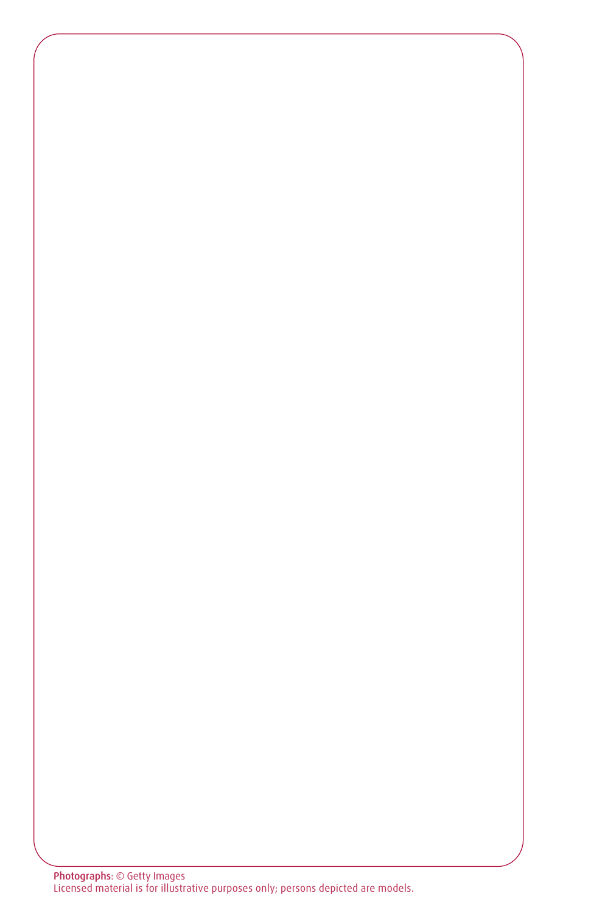**Photographs**: © Getty Images
Licensed material is for illustrative purposes only; persons depicted are models.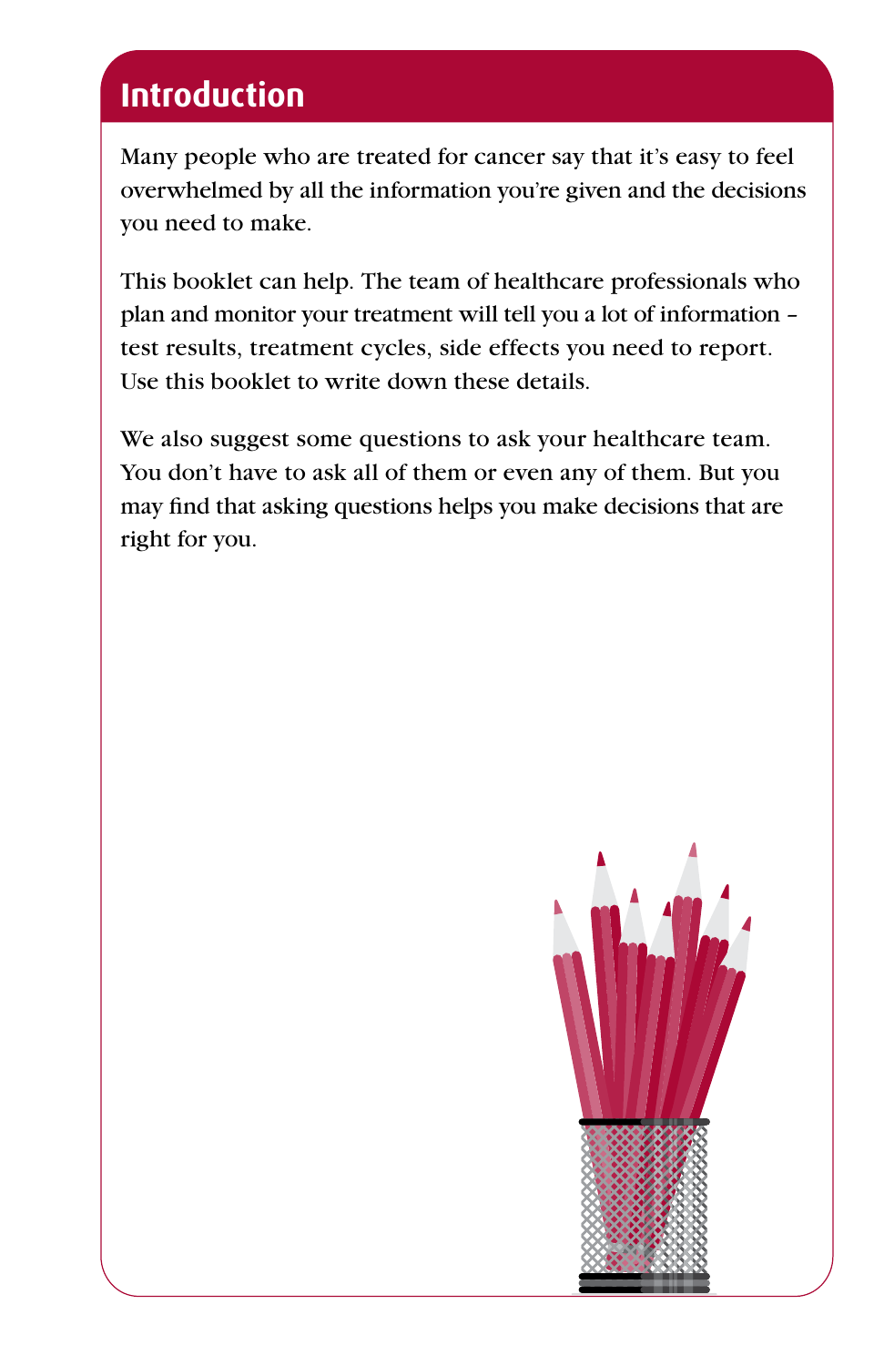# Introduction

Many people who are treated for cancer say that it's easy to feel overwhelmed by all the information you're given and the decisions you need to make.

This booklet can help. The team of healthcare professionals who plan and monitor your treatment will tell you a lot of information – test results, treatment cycles, side effects you need to report. Use this booklet to write down these details.

We also suggest some questions to ask your healthcare team. You don't have to ask all of them or even any of them. But you may find that asking questions helps you make decisions that are right for you.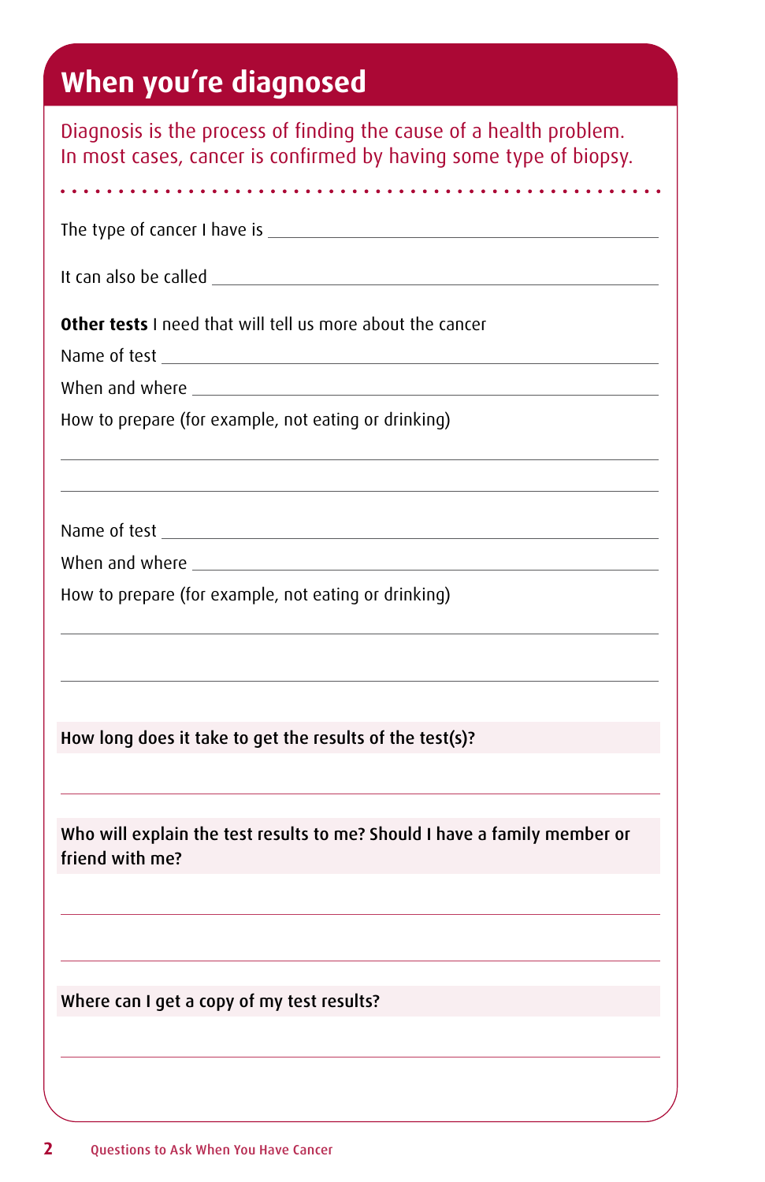# When you're diagnosed

Diagnosis is the process of finding the cause of a health problem. In most cases, cancer is confirmed by having some type of biopsy.

The type of cancer I have is ______________________________

It can also be called ______________________________

**Other tests** I need that will tell us more about the cancer

Name of test ______________________________

When and where ______________________________

How to prepare (for example, not eating or drinking)

______________________________

______________________________

Name of test ______________________________

When and where ______________________________

How to prepare (for example, not eating or drinking)

______________________________

______________________________

**How long does it take to get the results of the test(s)?**

______________________________

**Who will explain the test results to me? Should I have a family member or friend with me?**

______________________________

______________________________

**Where can I get a copy of my test results?**

______________________________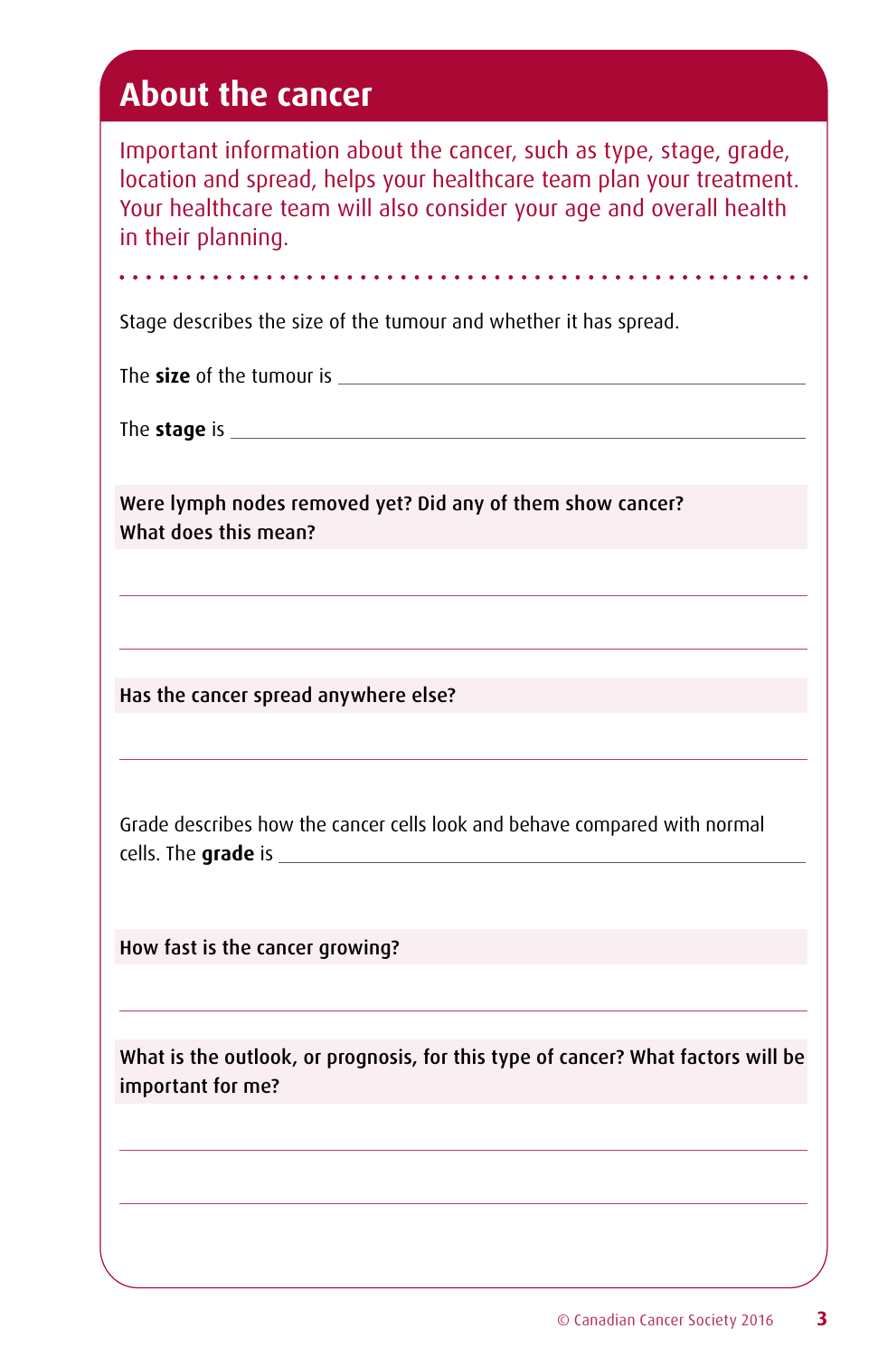## About the cancer

Important information about the cancer, such as type, stage, grade, location and spread, helps your healthcare team plan your treatment. Your healthcare team will also consider your age and overall health in their planning.

Stage describes the size of the tumour and whether it has spread.

The **size** of the tumour is ______________________________

The **stage** is ______________________________

**Were lymph nodes removed yet? Did any of them show cancer? What does this mean?**

______________________________

______________________________

**Has the cancer spread anywhere else?**

______________________________

Grade describes how the cancer cells look and behave compared with normal cells. The **grade** is ______________________________

**How fast is the cancer growing?**

______________________________

**What is the outlook, or prognosis, for this type of cancer? What factors will be important for me?**

______________________________

______________________________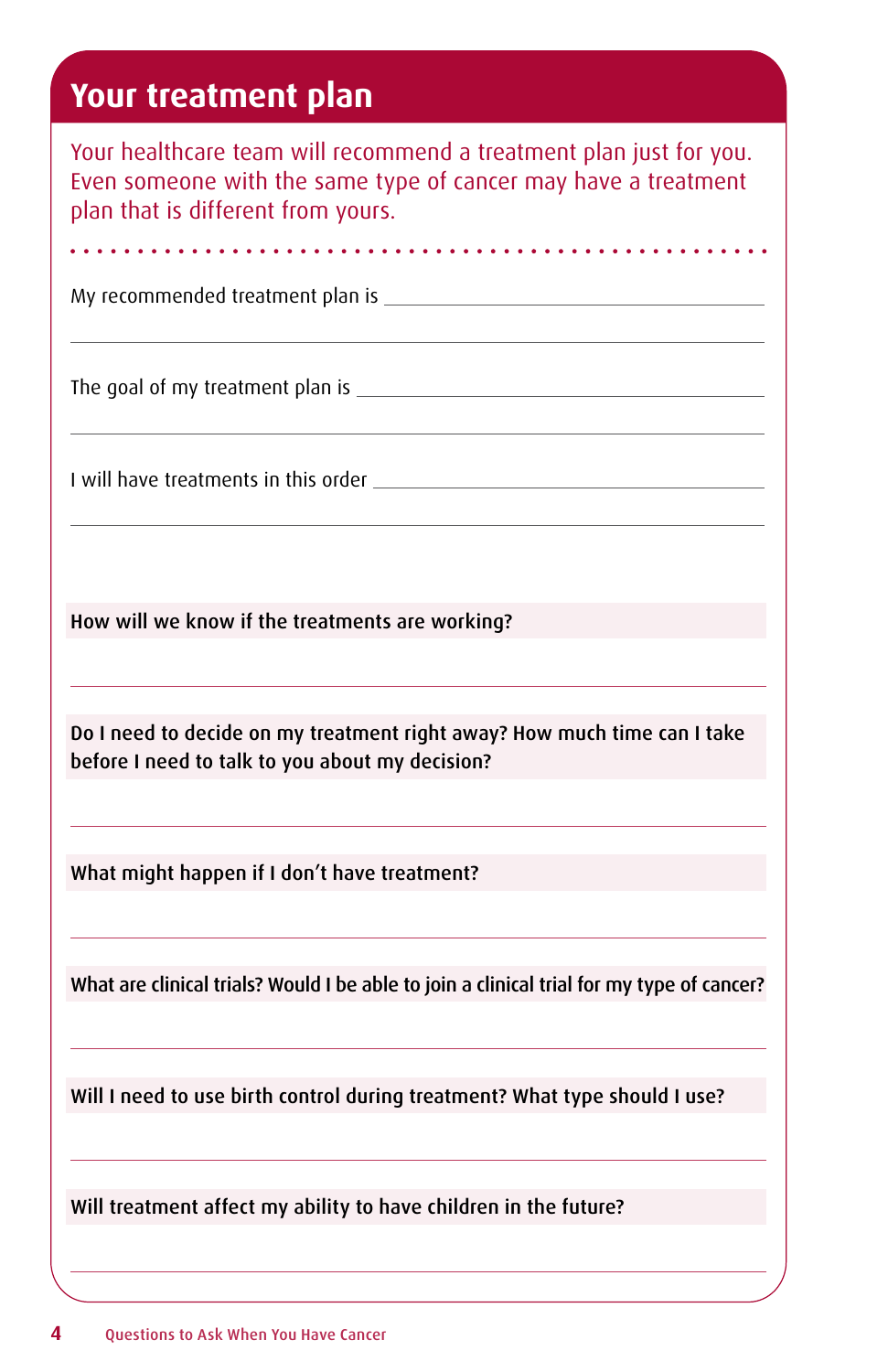## Your treatment plan

Your healthcare team will recommend a treatment plan just for you. Even someone with the same type of cancer may have a treatment plan that is different from yours.

My recommended treatment plan is ____________________________________

________________________________________________________________

The goal of my treatment plan is ____________________________________

________________________________________________________________

I will have treatments in this order ____________________________________

________________________________________________________________

**How will we know if the treatments are working?**

________________________________________________________________

**Do I need to decide on my treatment right away? How much time can I take before I need to talk to you about my decision?**

________________________________________________________________

**What might happen if I don't have treatment?**

________________________________________________________________

**What are clinical trials? Would I be able to join a clinical trial for my type of cancer?**

________________________________________________________________

**Will I need to use birth control during treatment? What type should I use?**

________________________________________________________________

**Will treatment affect my ability to have children in the future?**

________________________________________________________________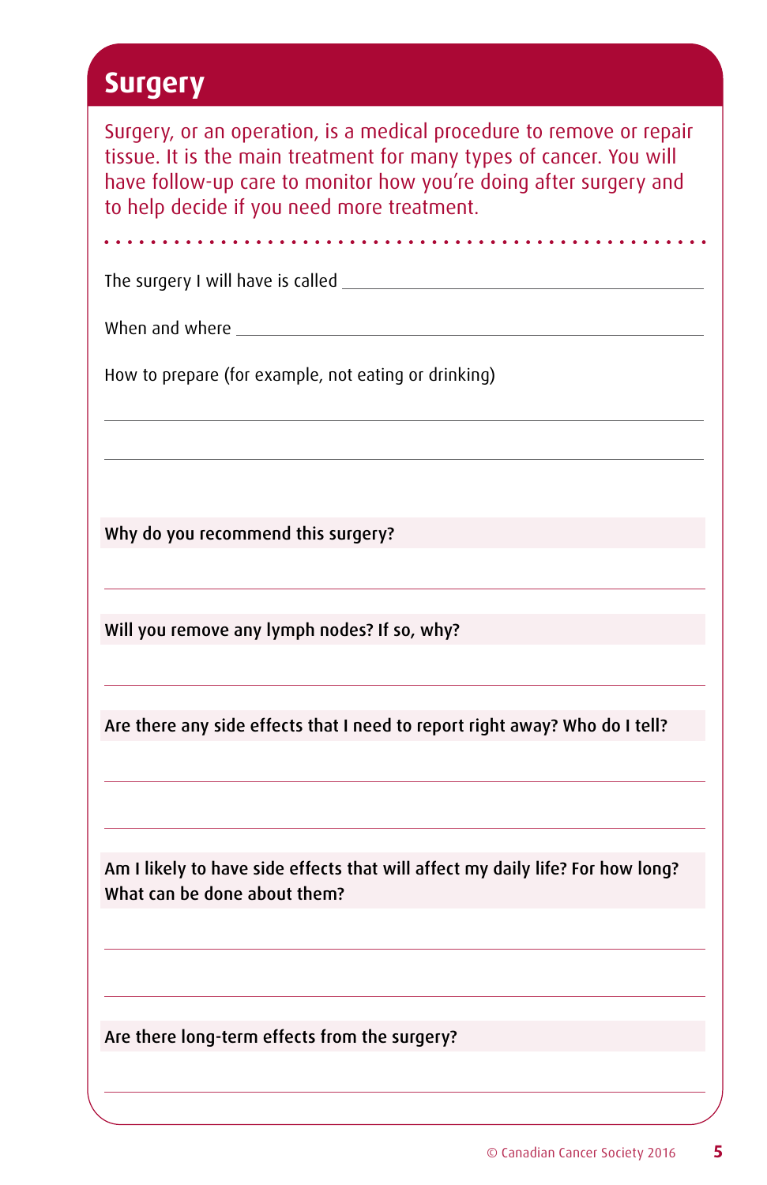## Surgery

Surgery, or an operation, is a medical procedure to remove or repair tissue. It is the main treatment for many types of cancer. You will have follow-up care to monitor how you're doing after surgery and to help decide if you need more treatment.

The surgery I will have is called ______________________________

When and where ______________________________

How to prepare (for example, not eating or drinking)

______________________________

______________________________

**Why do you recommend this surgery?**

______________________________

**Will you remove any lymph nodes? If so, why?**

______________________________

**Are there any side effects that I need to report right away? Who do I tell?**

______________________________

______________________________

**Am I likely to have side effects that will affect my daily life? For how long? What can be done about them?**

______________________________

______________________________

**Are there long-term effects from the surgery?**

______________________________

© Canadian Cancer Society 2016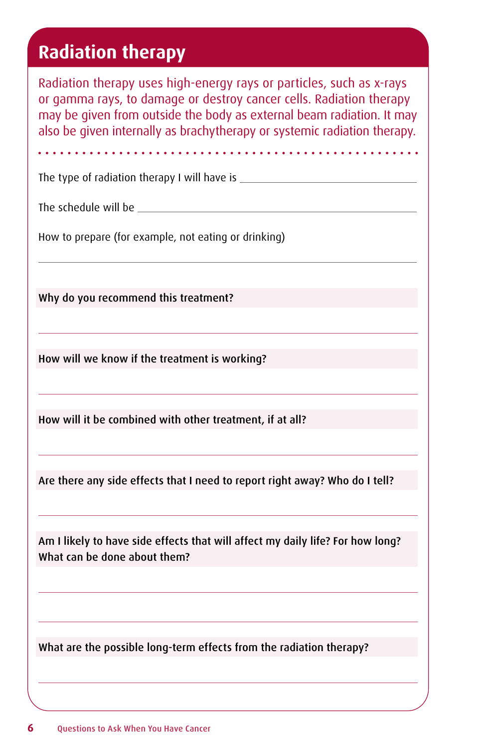## Radiation therapy

Radiation therapy uses high-energy rays or particles, such as x-rays or gamma rays, to damage or destroy cancer cells. Radiation therapy may be given from outside the body as external beam radiation. It may also be given internally as brachytherapy or systemic radiation therapy.

The type of radiation therapy I will have is ______________________________

The schedule will be ______________________________

How to prepare (for example, not eating or drinking)

______________________________

**Why do you recommend this treatment?**

______________________________

**How will we know if the treatment is working?**

______________________________

**How will it be combined with other treatment, if at all?**

______________________________

**Are there any side effects that I need to report right away? Who do I tell?**

______________________________

**Am I likely to have side effects that will affect my daily life? For how long? What can be done about them?**

______________________________

______________________________

**What are the possible long-term effects from the radiation therapy?**

______________________________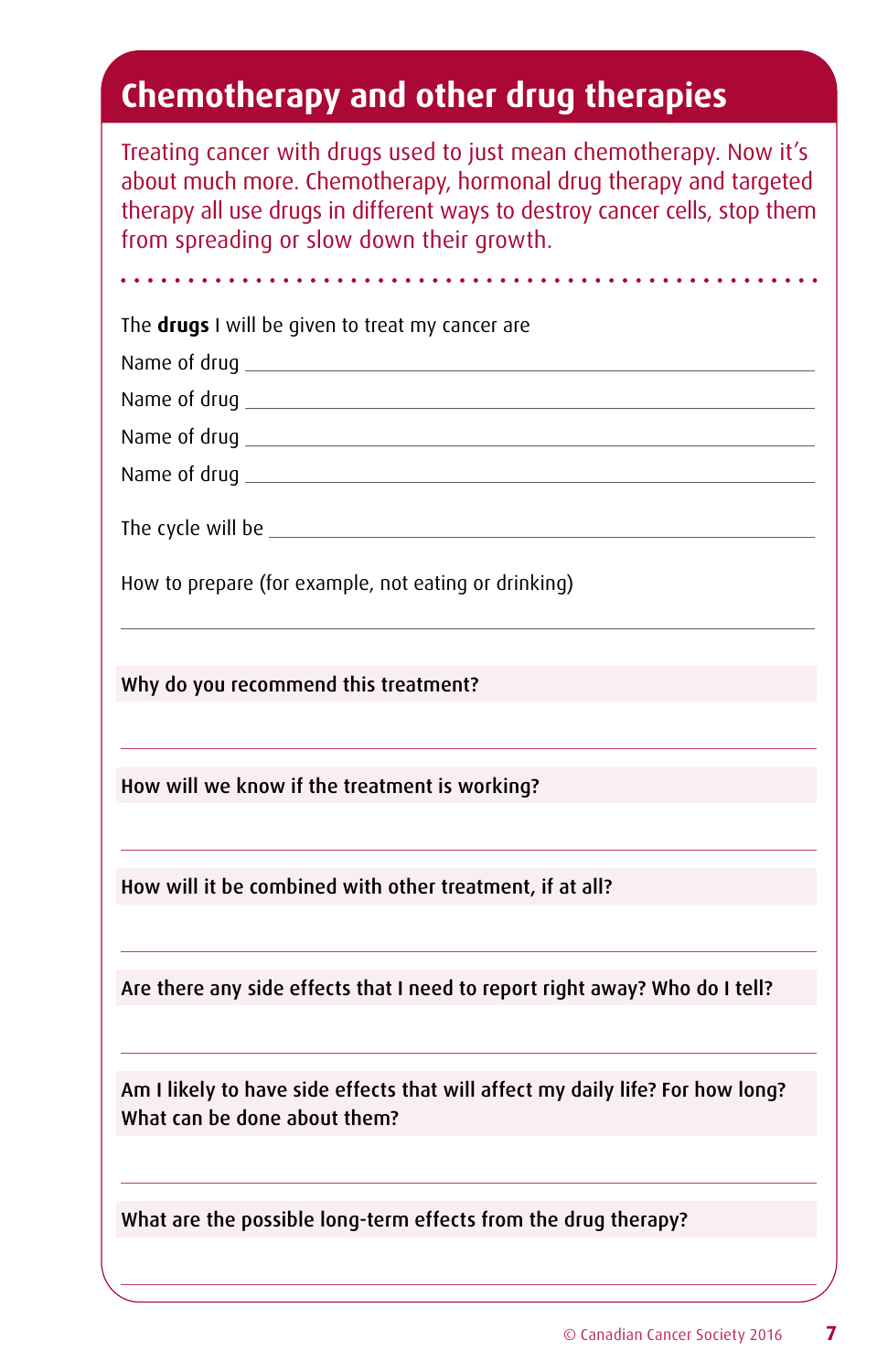# Chemotherapy and other drug therapies

Treating cancer with drugs used to just mean chemotherapy. Now it's about much more. Chemotherapy, hormonal drug therapy and targeted therapy all use drugs in different ways to destroy cancer cells, stop them from spreading or slow down their growth.

The **drugs** I will be given to treat my cancer are

Name of drug ______________________________

Name of drug ______________________________

Name of drug ______________________________

Name of drug ______________________________

The cycle will be ______________________________

How to prepare (for example, not eating or drinking)

______________________________

**Why do you recommend this treatment?**

______________________________

**How will we know if the treatment is working?**

______________________________

**How will it be combined with other treatment, if at all?**

______________________________

**Are there any side effects that I need to report right away? Who do I tell?**

______________________________

**Am I likely to have side effects that will affect my daily life? For how long? What can be done about them?**

______________________________

**What are the possible long-term effects from the drug therapy?**

______________________________

© Canadian Cancer Society 2016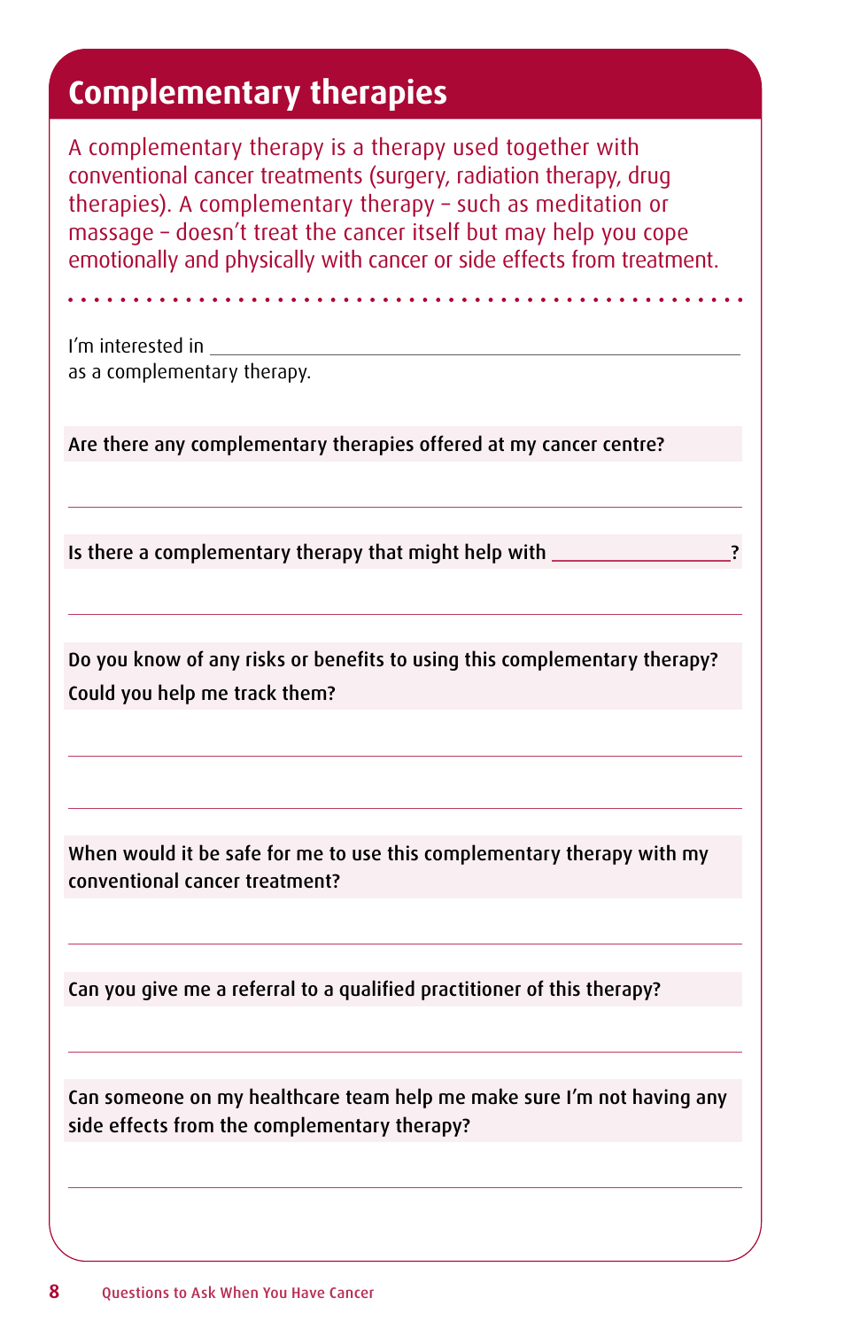# Complementary therapies

A complementary therapy is a therapy used together with conventional cancer treatments (surgery, radiation therapy, drug therapies). A complementary therapy – such as meditation or massage – doesn't treat the cancer itself but may help you cope emotionally and physically with cancer or side effects from treatment.

I'm interested in ________________________________________ as a complementary therapy.

**Are there any complementary therapies offered at my cancer centre?**

______________________________________________________________

**Is there a complementary therapy that might help with ________________?**

______________________________________________________________

**Do you know of any risks or benefits to using this complementary therapy? Could you help me track them?**

______________________________________________________________

______________________________________________________________

**When would it be safe for me to use this complementary therapy with my conventional cancer treatment?**

______________________________________________________________

**Can you give me a referral to a qualified practitioner of this therapy?**

______________________________________________________________

**Can someone on my healthcare team help me make sure I'm not having any side effects from the complementary therapy?**

______________________________________________________________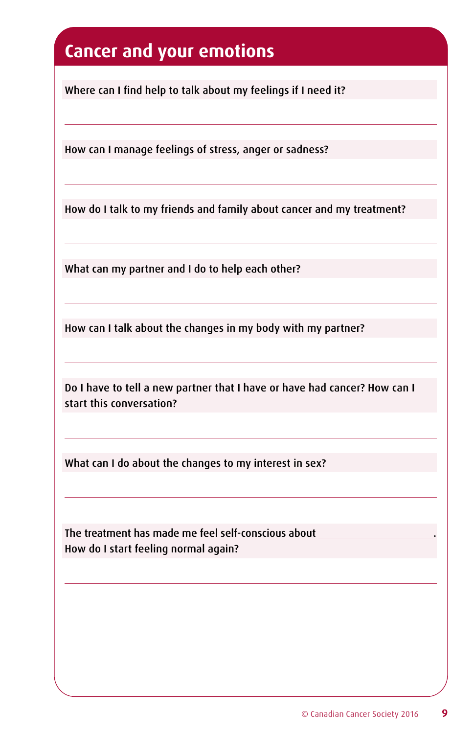# Cancer and your emotions

Where can I find help to talk about my feelings if I need it?

How can I manage feelings of stress, anger or sadness?

How do I talk to my friends and family about cancer and my treatment?

What can my partner and I do to help each other?

How can I talk about the changes in my body with my partner?

Do I have to tell a new partner that I have or have had cancer? How can I start this conversation?

What can I do about the changes to my interest in sex?

The treatment has made me feel self-conscious about ____________________. How do I start feeling normal again?

© Canadian Cancer Society 2016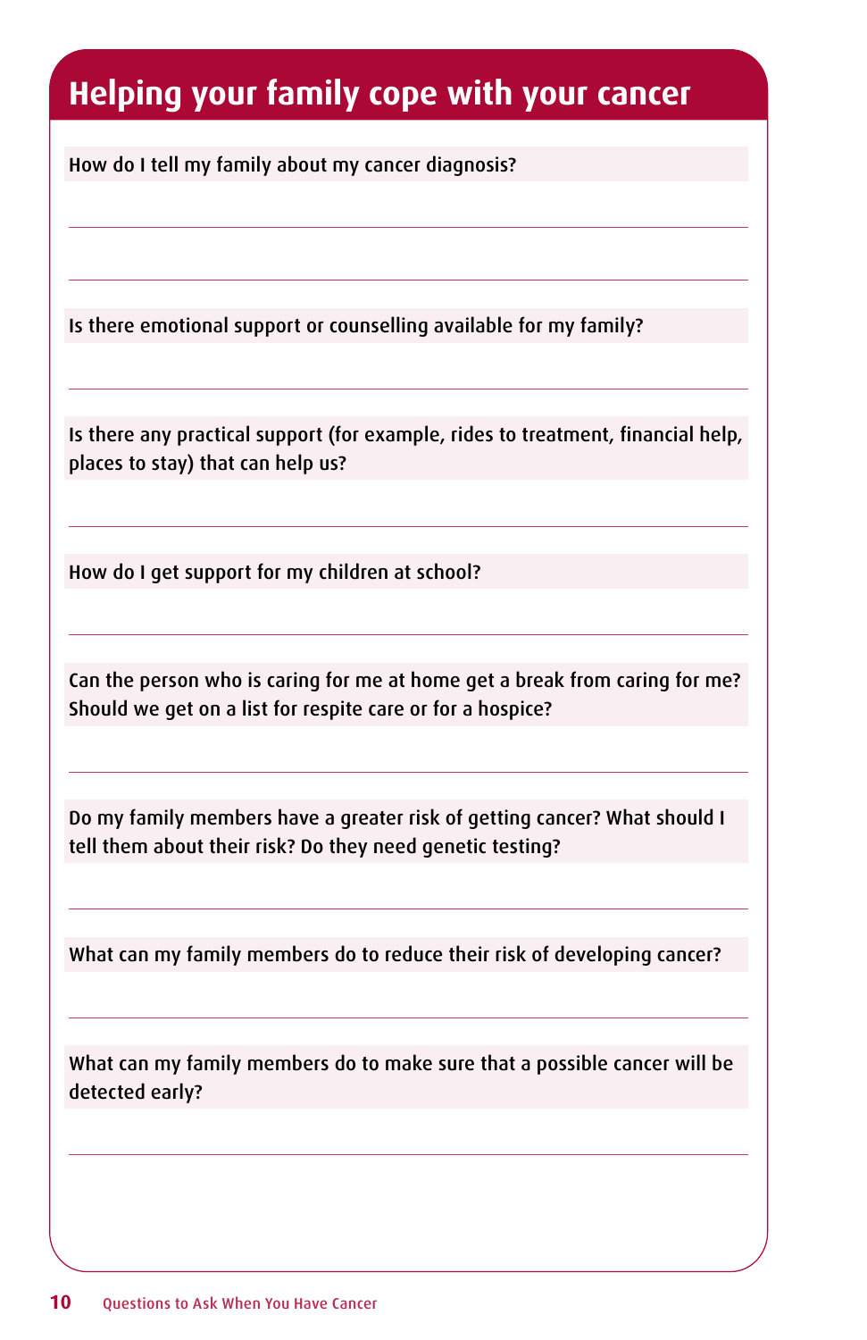# Helping your family cope with your cancer

How do I tell my family about my cancer diagnosis?

Is there emotional support or counselling available for my family?

Is there any practical support (for example, rides to treatment, financial help, places to stay) that can help us?

How do I get support for my children at school?

Can the person who is caring for me at home get a break from caring for me? Should we get on a list for respite care or for a hospice?

Do my family members have a greater risk of getting cancer? What should I tell them about their risk? Do they need genetic testing?

What can my family members do to reduce their risk of developing cancer?

What can my family members do to make sure that a possible cancer will be detected early?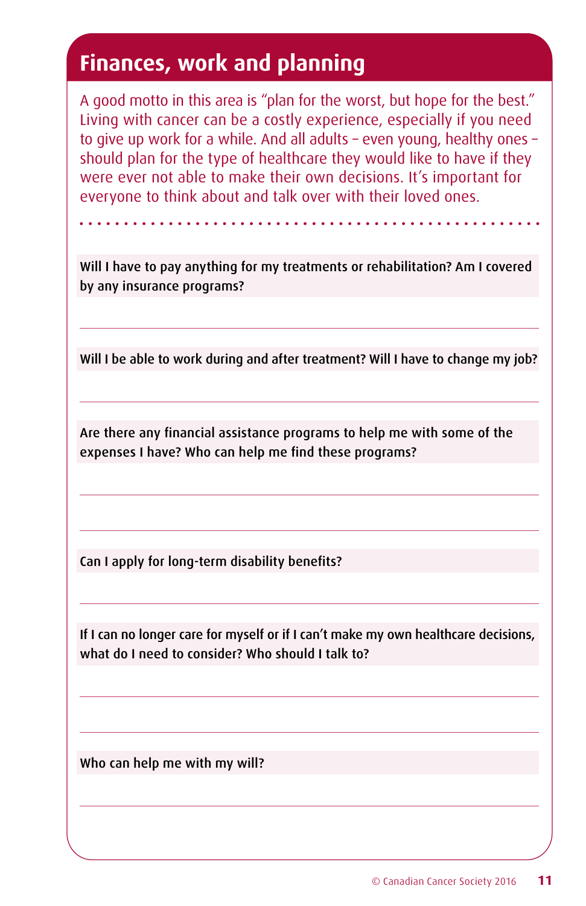## Finances, work and planning

A good motto in this area is "plan for the worst, but hope for the best." Living with cancer can be a costly experience, especially if you need to give up work for a while. And all adults – even young, healthy ones – should plan for the type of healthcare they would like to have if they were ever not able to make their own decisions. It's important for everyone to think about and talk over with their loved ones.

Will I have to pay anything for my treatments or rehabilitation? Am I covered by any insurance programs?

Will I be able to work during and after treatment? Will I have to change my job?

Are there any financial assistance programs to help me with some of the expenses I have? Who can help me find these programs?

Can I apply for long-term disability benefits?

If I can no longer care for myself or if I can't make my own healthcare decisions, what do I need to consider? Who should I talk to?

Who can help me with my will?

© Canadian Cancer Society 2016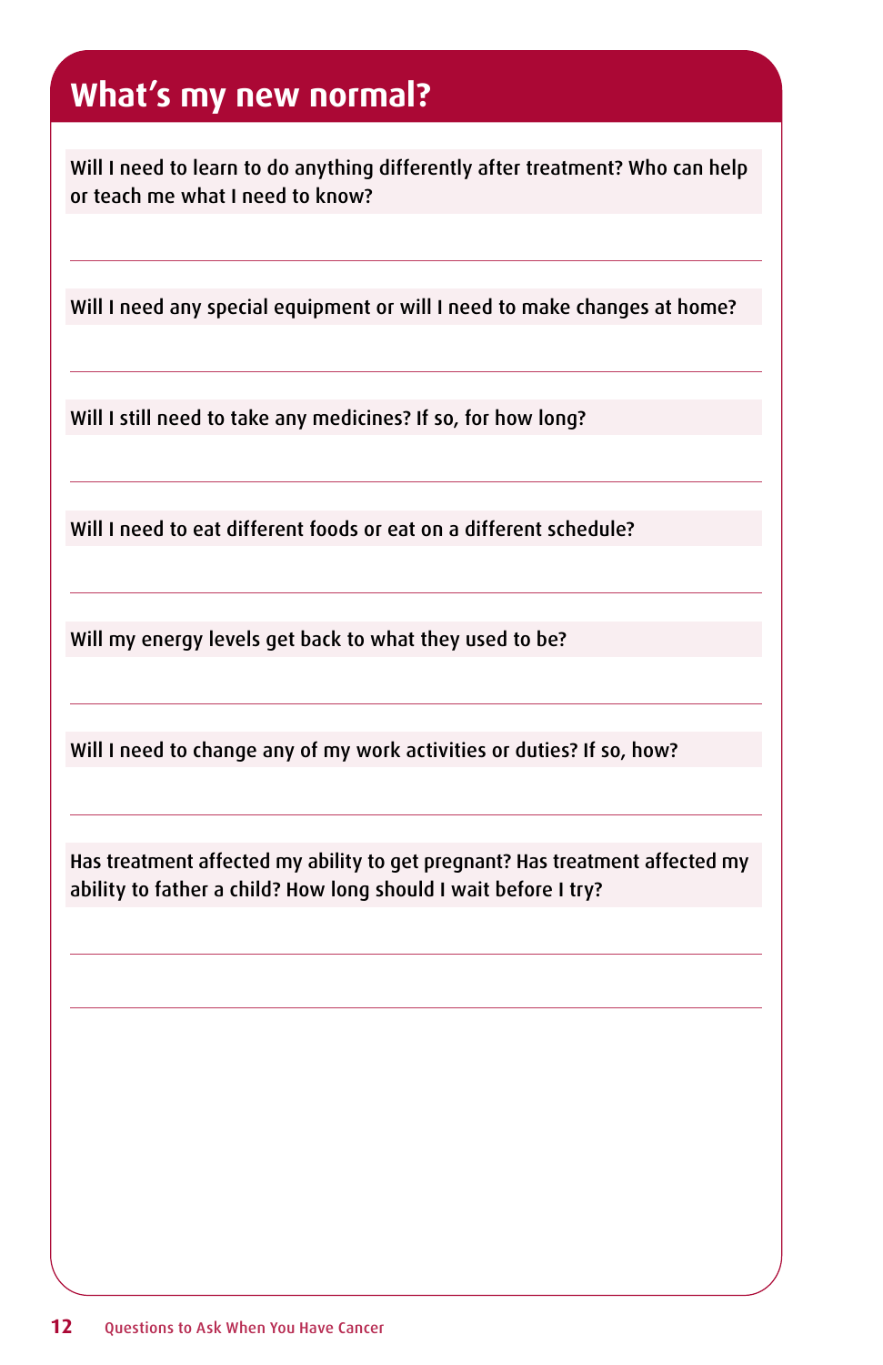# What's my new normal?

Will I need to learn to do anything differently after treatment? Who can help or teach me what I need to know?

Will I need any special equipment or will I need to make changes at home?

Will I still need to take any medicines? If so, for how long?

Will I need to eat different foods or eat on a different schedule?

Will my energy levels get back to what they used to be?

Will I need to change any of my work activities or duties? If so, how?

Has treatment affected my ability to get pregnant? Has treatment affected my ability to father a child? How long should I wait before I try?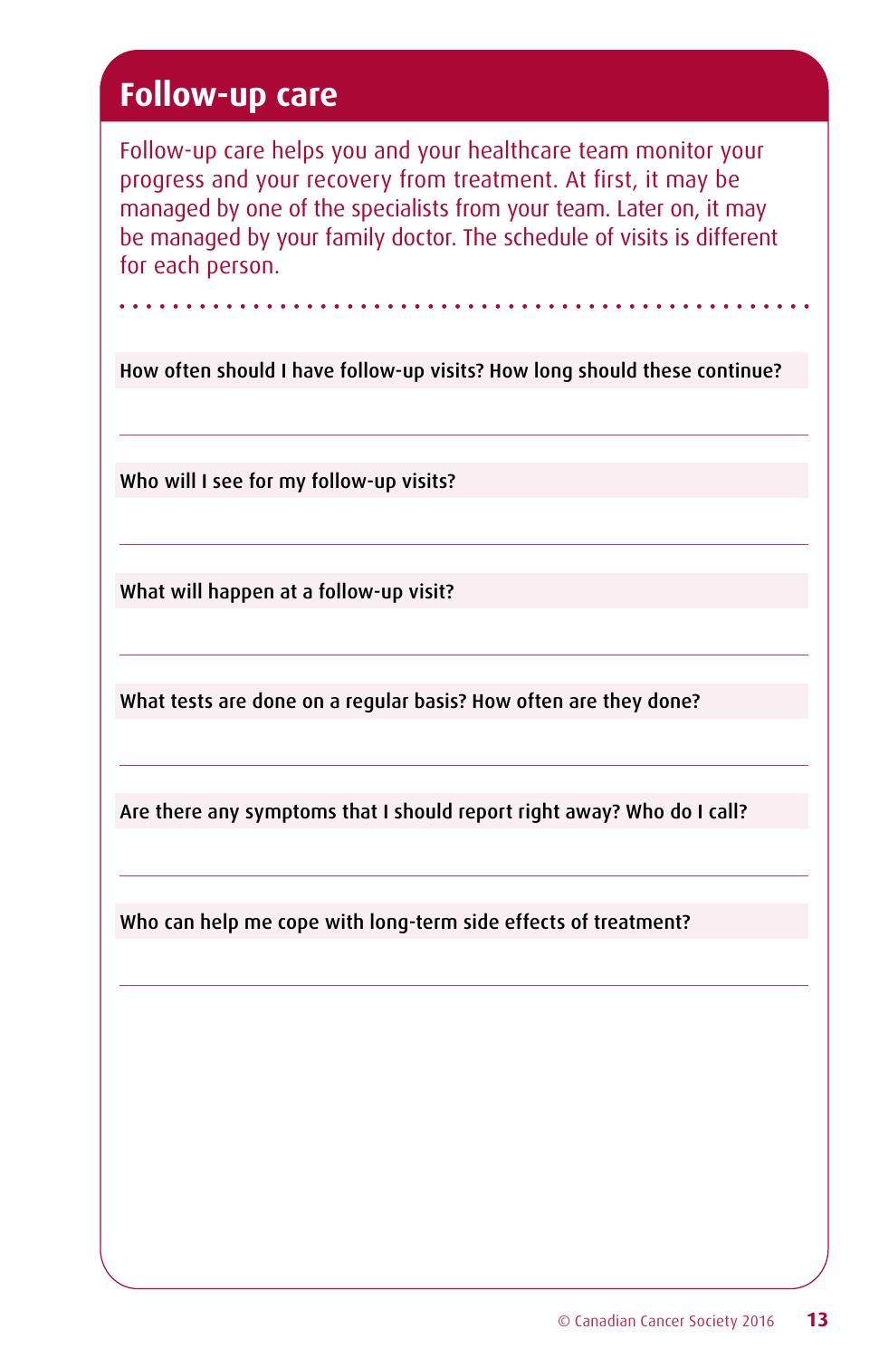## Follow-up care

Follow-up care helps you and your healthcare team monitor your progress and your recovery from treatment. At first, it may be managed by one of the specialists from your team. Later on, it may be managed by your family doctor. The schedule of visits is different for each person.

How often should I have follow-up visits? How long should these continue?

Who will I see for my follow-up visits?

What will happen at a follow-up visit?

What tests are done on a regular basis? How often are they done?

Are there any symptoms that I should report right away? Who do I call?

Who can help me cope with long-term side effects of treatment?

© Canadian Cancer Society 2016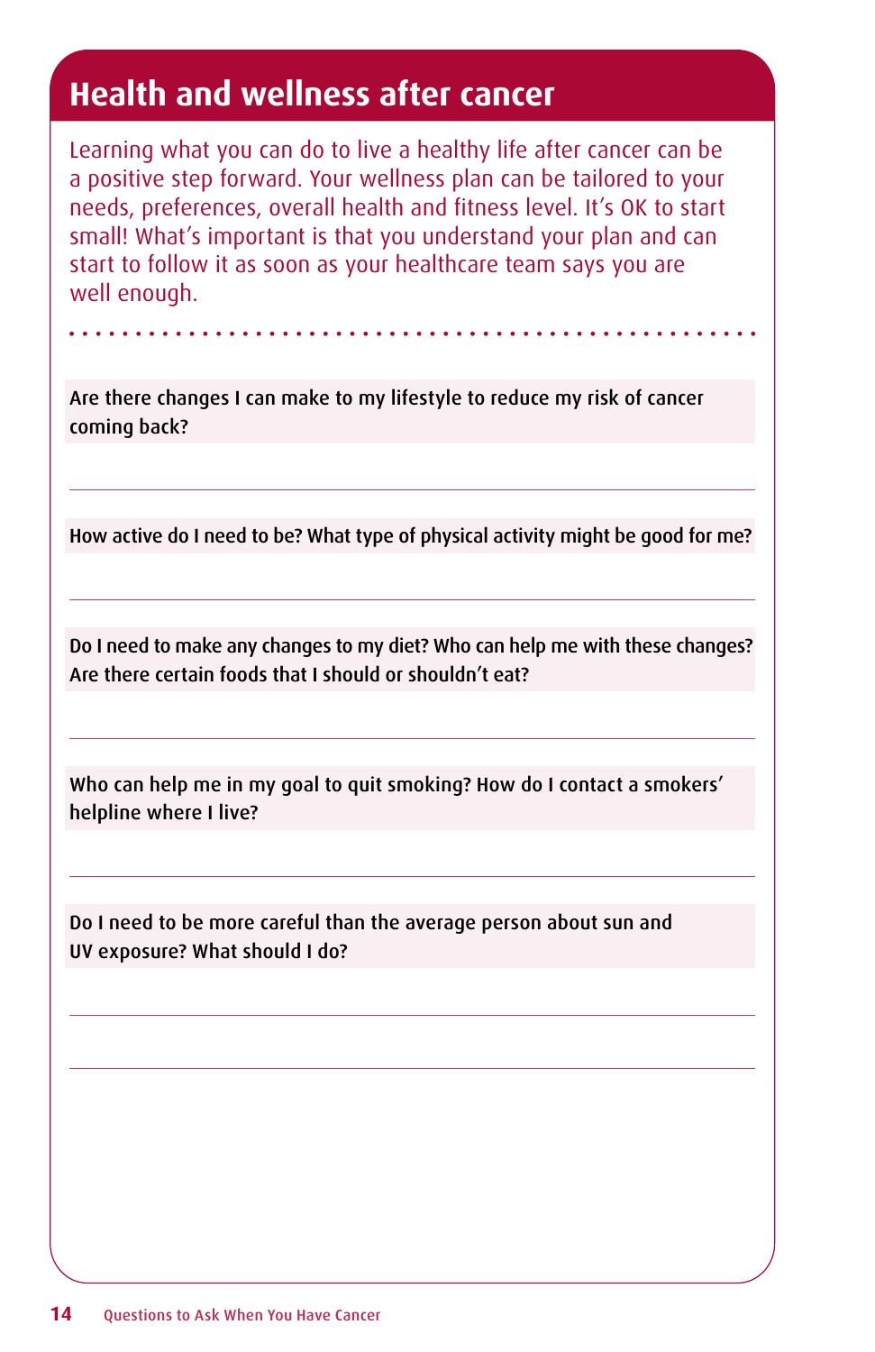## Health and wellness after cancer

Learning what you can do to live a healthy life after cancer can be a positive step forward. Your wellness plan can be tailored to your needs, preferences, overall health and fitness level. It's OK to start small! What's important is that you understand your plan and can start to follow it as soon as your healthcare team says you are well enough.

Are there changes I can make to my lifestyle to reduce my risk of cancer coming back?

---

How active do I need to be? What type of physical activity might be good for me?

---

Do I need to make any changes to my diet? Who can help me with these changes? Are there certain foods that I should or shouldn't eat?

---

Who can help me in my goal to quit smoking? How do I contact a smokers' helpline where I live?

---

Do I need to be more careful than the average person about sun and UV exposure? What should I do?

---

---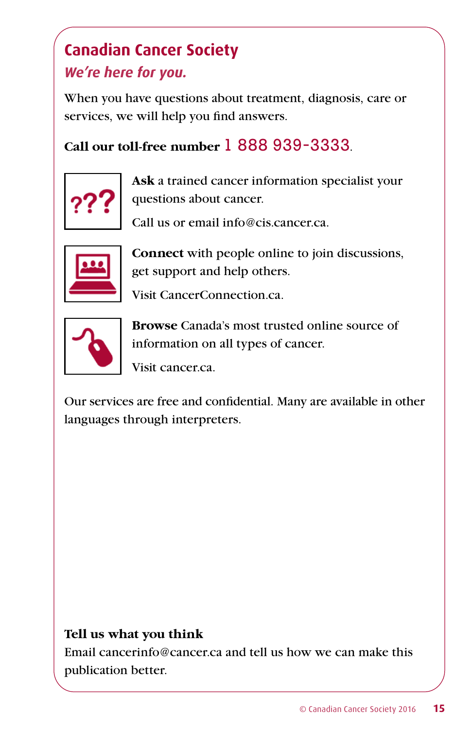## Canadian Cancer Society

### *We're here for you.*

When you have questions about treatment, diagnosis, care or services, we will help you find answers.

**Call our toll-free number** 1 888 939-3333.

**Ask** a trained cancer information specialist your questions about cancer.

Call us or email info@cis.cancer.ca.

**Connect** with people online to join discussions, get support and help others.

Visit CancerConnection.ca.

**Browse** Canada's most trusted online source of information on all types of cancer.

Visit cancer.ca.

Our services are free and confidential. Many are available in other languages through interpreters.

**Tell us what you think**

Email cancerinfo@cancer.ca and tell us how we can make this publication better.

© Canadian Cancer Society 2016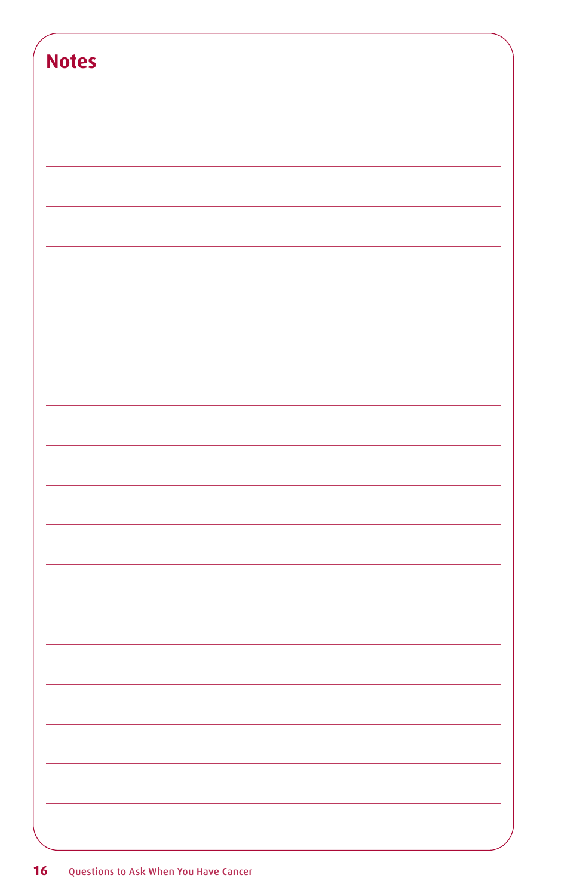# Notes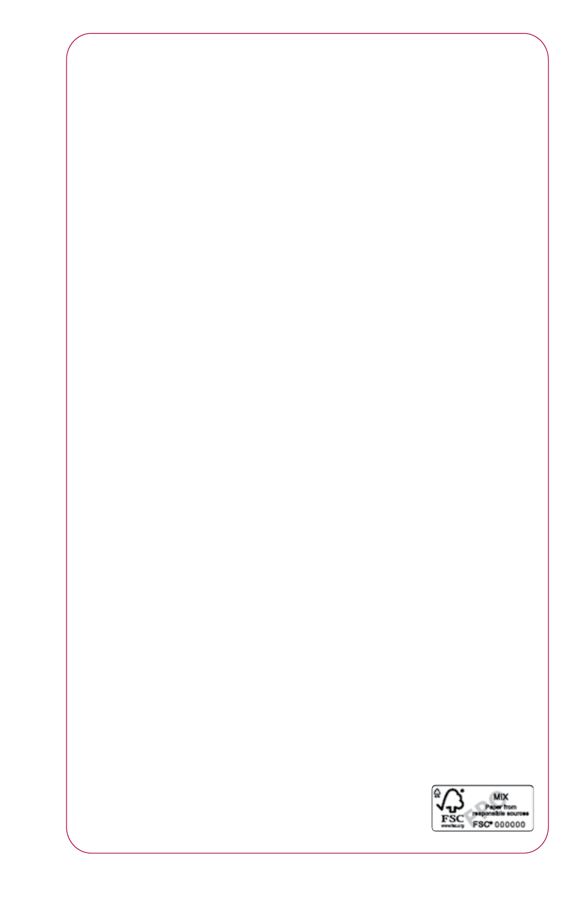FSC
www.fsc.org

MIX
Paper from
responsible sources
FSC® 000000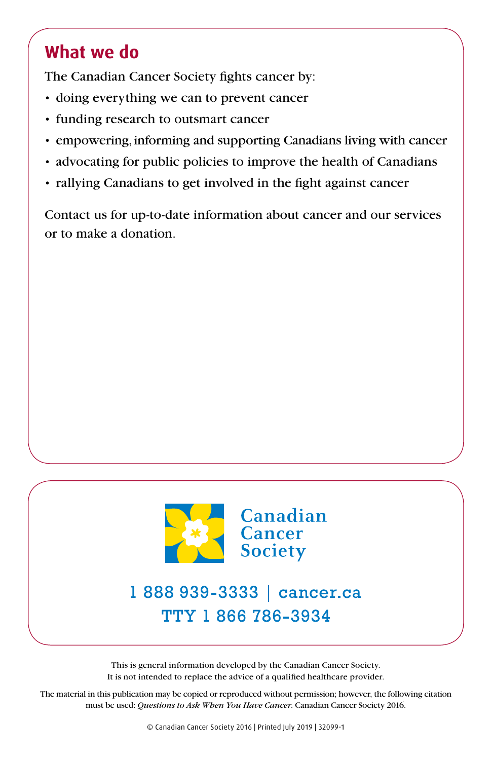## What we do

The Canadian Cancer Society fights cancer by:

- doing everything we can to prevent cancer
- funding research to outsmart cancer
- empowering, informing and supporting Canadians living with cancer
- advocating for public policies to improve the health of Canadians
- rallying Canadians to get involved in the fight against cancer

Contact us for up-to-date information about cancer and our services or to make a donation.

Canadian Cancer Society

1 888 939-3333 | cancer.ca
TTY 1 866 786-3934

This is general information developed by the Canadian Cancer Society. It is not intended to replace the advice of a qualified healthcare provider.

The material in this publication may be copied or reproduced without permission; however, the following citation must be used: *Questions to Ask When You Have Cancer*. Canadian Cancer Society 2016.

© Canadian Cancer Society 2016 | Printed July 2019 | 32099-1